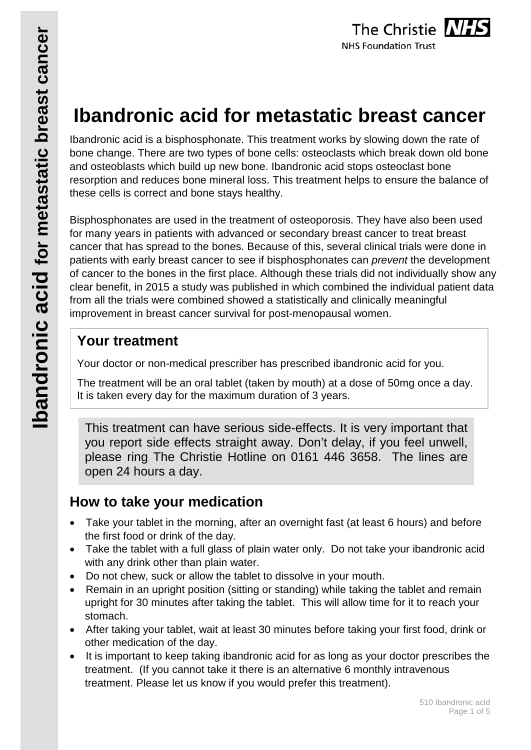# Ibandronic acid for metastatic breast cancer

Ibandronic acid is a bisphosphonate. This treatment works by slowing down the rate of bone change. There are two types of bone cells: osteoclasts which break down old bone and osteoblasts which build up new bone. Ibandronic acid stops osteoclast bone resorption and reduces bone mineral loss. This treatment helps to ensure the balance of these cells is correct and bone stays healthy.

Bisphosphonates are used in the treatment of osteoporosis. They have also been used for many years in patients with advanced or secondary breast cancer to treat breast cancer that has spread to the bones. Because of this, several clinical trials were done in patients with early breast cancer to see if bisphosphonates can *prevent* the development of cancer to the bones in the first place. Although these trials did not individually show any clear benefit, in 2015 a study was published in which combined the individual patient data from all the trials were combined showed a statistically and clinically meaningful improvement in breast cancer survival for post-menopausal women.

## Your treatment

Your doctor or non-medical prescriber has prescribed ibandronic acid for you.

The treatment will be an oral tablet (taken by mouth) at a dose of 50mg once a day. It is taken every day for the maximum duration of 3 years.

This treatment can have serious side-effects. It is very important that you report side effects straight away. Don't delay, if you feel unwell, please ring The Christie Hotline on 0161 446 3658. The lines are open 24 hours a day.

## How to take your medication

- Take your tablet in the morning, after an overnight fast (at least 6 hours) and before the first food or drink of the day.
- Take the tablet with a full glass of plain water only. Do not take your ibandronic acid with any drink other than plain water.
- Do not chew, suck or allow the tablet to dissolve in your mouth.
- Remain in an upright position (sitting or standing) while taking the tablet and remain upright for 30 minutes after taking the tablet. This will allow time for it to reach your stomach.
- After taking your tablet, wait at least 30 minutes before taking your first food, drink or other medication of the day.
- It is important to keep taking ibandronic acid for as long as your doctor prescribes the treatment. (If you cannot take it there is an alternative 6 monthly intravenous treatment. Please let us know if you would prefer this treatment).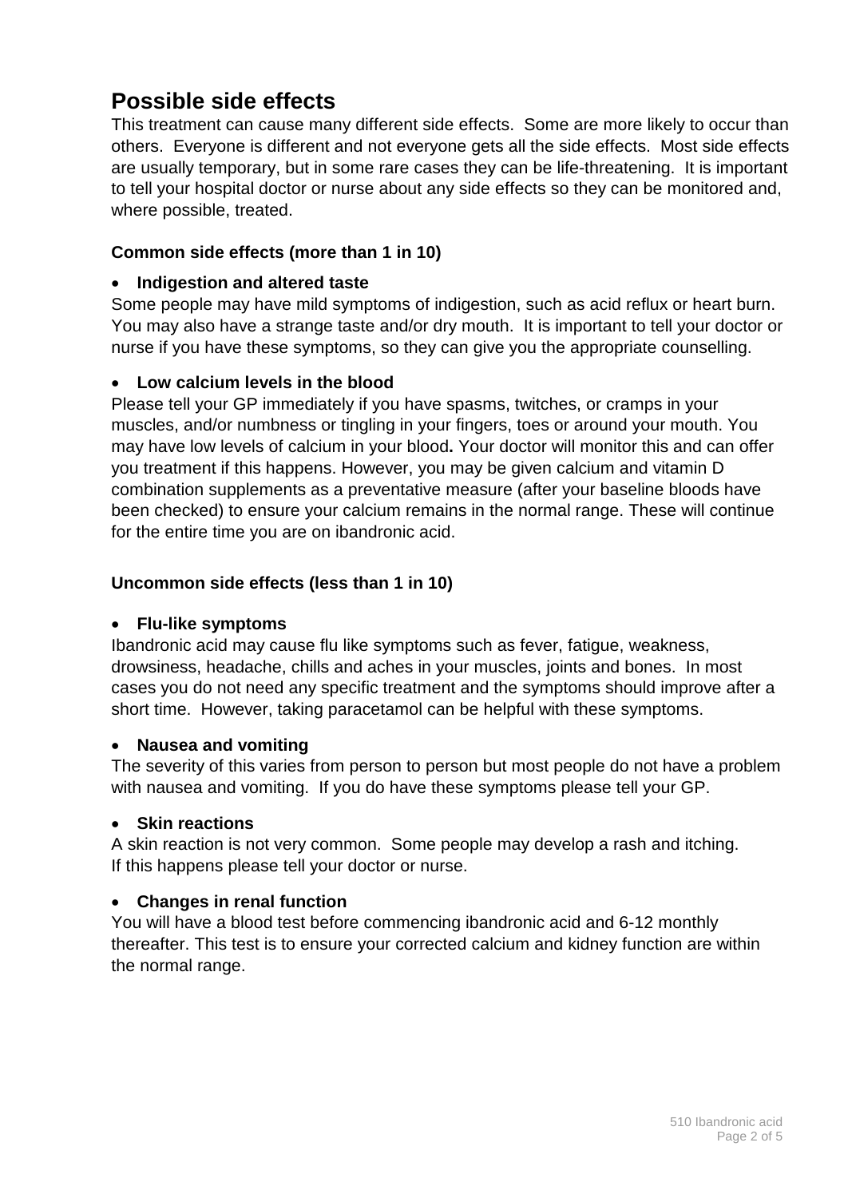## Possible side effects

This treatment can cause many different side effects. Some are more likely to occur than others. Everyone is different and not everyone gets all the side effects. Most side effects are usually temporary, but in some rare cases they can be life-threatening. It is important to tell your hospital doctor or nurse about any side effects so they can be monitored and, where possible, treated.

**Common side effects (more than 1 in 10)**

- **Indigestion and altered taste**

Some people may have mild symptoms of indigestion, such as acid reflux or heart burn. You may also have a strange taste and/or dry mouth. It is important to tell your doctor or nurse if you have these symptoms, so they can give you the appropriate counselling.

- **Low calcium levels in the blood**

Please tell your GP immediately if you have spasms, twitches, or cramps in your muscles, and/or numbness or tingling in your fingers, toes or around your mouth. You may have low levels of calcium in your blood**.** Your doctor will monitor this and can offer you treatment if this happens. However, you may be given calcium and vitamin D combination supplements as a preventative measure (after your baseline bloods have been checked) to ensure your calcium remains in the normal range. These will continue for the entire time you are on ibandronic acid.

**Uncommon side effects (less than 1 in 10)**

- **Flu-like symptoms**

Ibandronic acid may cause flu like symptoms such as fever, fatigue, weakness, drowsiness, headache, chills and aches in your muscles, joints and bones. In most cases you do not need any specific treatment and the symptoms should improve after a short time. However, taking paracetamol can be helpful with these symptoms.

- **Nausea and vomiting**

The severity of this varies from person to person but most people do not have a problem with nausea and vomiting. If you do have these symptoms please tell your GP.

- **Skin reactions**

A skin reaction is not very common. Some people may develop a rash and itching. If this happens please tell your doctor or nurse.

- **Changes in renal function**

You will have a blood test before commencing ibandronic acid and 6-12 monthly thereafter. This test is to ensure your corrected calcium and kidney function are within the normal range.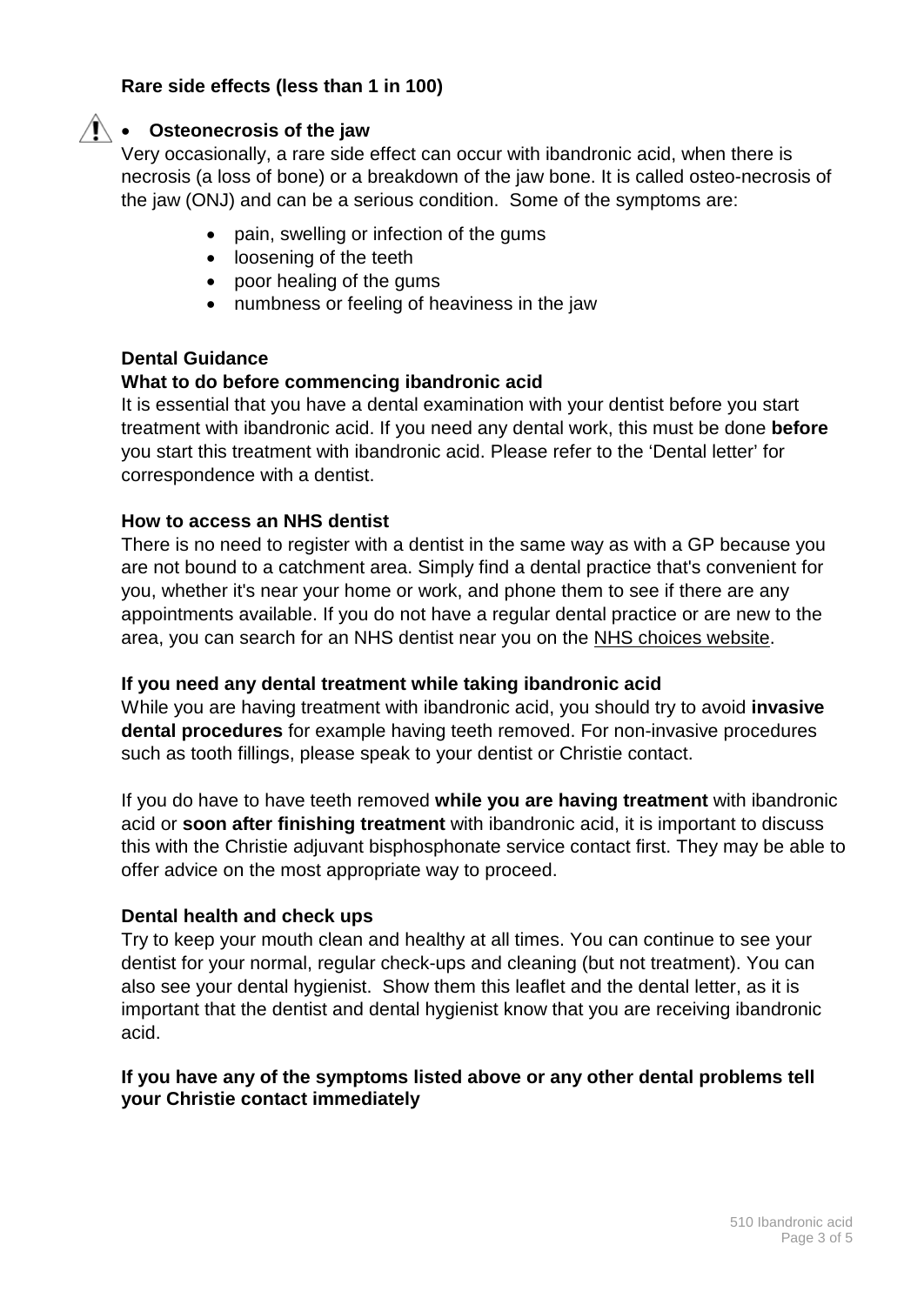**Rare side effects (less than 1 in 100)**

- **Osteonecrosis of the jaw**

Very occasionally, a rare side effect can occur with ibandronic acid, when there is necrosis (a loss of bone) or a breakdown of the jaw bone. It is called osteo-necrosis of the jaw (ONJ) and can be a serious condition. Some of the symptoms are:

- pain, swelling or infection of the gums
- loosening of the teeth
- poor healing of the gums
- numbness or feeling of heaviness in the jaw

**Dental Guidance**

**What to do before commencing ibandronic acid**

It is essential that you have a dental examination with your dentist before you start treatment with ibandronic acid. If you need any dental work, this must be done **before** you start this treatment with ibandronic acid. Please refer to the 'Dental letter' for correspondence with a dentist.

**How to access an NHS dentist**

There is no need to register with a dentist in the same way as with a GP because you are not bound to a catchment area. Simply find a dental practice that's convenient for you, whether it's near your home or work, and phone them to see if there are any appointments available. If you do not have a regular dental practice or are new to the area, you can search for an NHS dentist near you on the NHS choices website.

**If you need any dental treatment while taking ibandronic acid**

While you are having treatment with ibandronic acid, you should try to avoid **invasive dental procedures** for example having teeth removed. For non-invasive procedures such as tooth fillings, please speak to your dentist or Christie contact.

If you do have to have teeth removed **while you are having treatment** with ibandronic acid or **soon after finishing treatment** with ibandronic acid, it is important to discuss this with the Christie adjuvant bisphosphonate service contact first. They may be able to offer advice on the most appropriate way to proceed.

**Dental health and check ups**

Try to keep your mouth clean and healthy at all times. You can continue to see your dentist for your normal, regular check-ups and cleaning (but not treatment). You can also see your dental hygienist. Show them this leaflet and the dental letter, as it is important that the dentist and dental hygienist know that you are receiving ibandronic acid.

**If you have any of the symptoms listed above or any other dental problems tell your Christie contact immediately**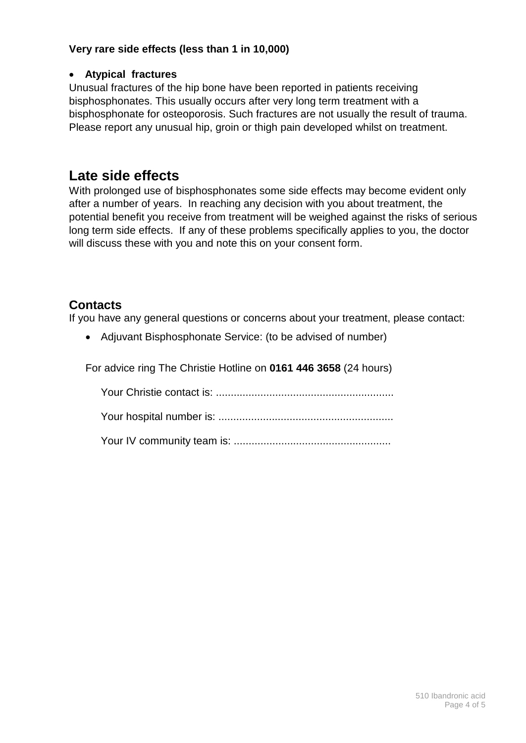**Very rare side effects (less than 1 in 10,000)**

- **Atypical fractures**

Unusual fractures of the hip bone have been reported in patients receiving bisphosphonates. This usually occurs after very long term treatment with a bisphosphonate for osteoporosis. Such fractures are not usually the result of trauma. Please report any unusual hip, groin or thigh pain developed whilst on treatment.

## Late side effects

With prolonged use of bisphosphonates some side effects may become evident only after a number of years. In reaching any decision with you about treatment, the potential benefit you receive from treatment will be weighed against the risks of serious long term side effects. If any of these problems specifically applies to you, the doctor will discuss these with you and note this on your consent form.

### Contacts

If you have any general questions or concerns about your treatment, please contact:

- Adjuvant Bisphosphonate Service: (to be advised of number)

For advice ring The Christie Hotline on **0161 446 3658** (24 hours)

Your Christie contact is: ............................................................

Your hospital number is: ...........................................................

Your IV community team is: .....................................................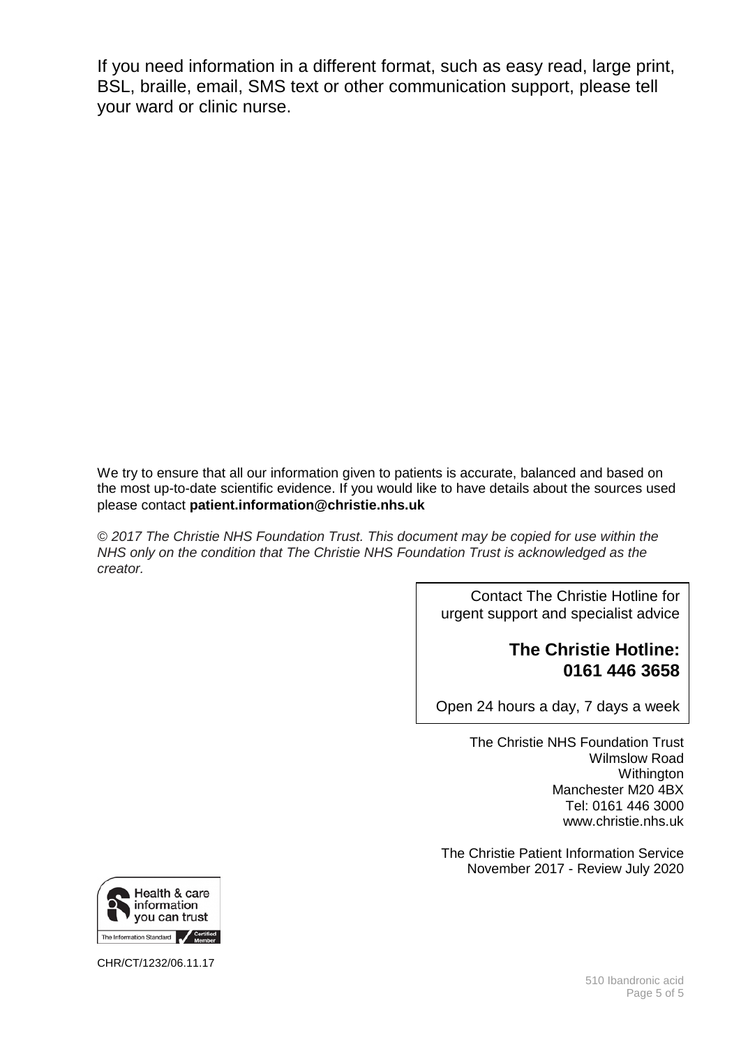If you need information in a different format, such as easy read, large print, BSL, braille, email, SMS text or other communication support, please tell your ward or clinic nurse.

We try to ensure that all our information given to patients is accurate, balanced and based on the most up-to-date scientific evidence. If you would like to have details about the sources used please contact **patient.information@christie.nhs.uk**

*© 2017 The Christie NHS Foundation Trust. This document may be copied for use within the NHS only on the condition that The Christie NHS Foundation Trust is acknowledged as the creator.*

Contact The Christie Hotline for urgent support and specialist advice

**The Christie Hotline: 0161 446 3658**

Open 24 hours a day, 7 days a week

The Christie NHS Foundation Trust
Wilmslow Road
Withington
Manchester M20 4BX
Tel: 0161 446 3000
www.christie.nhs.uk

The Christie Patient Information Service
November 2017 - Review July 2020

Health & care information you can trust
The Information Standard Certified Member

CHR/CT/1232/06.11.17

510 Ibandronic acid